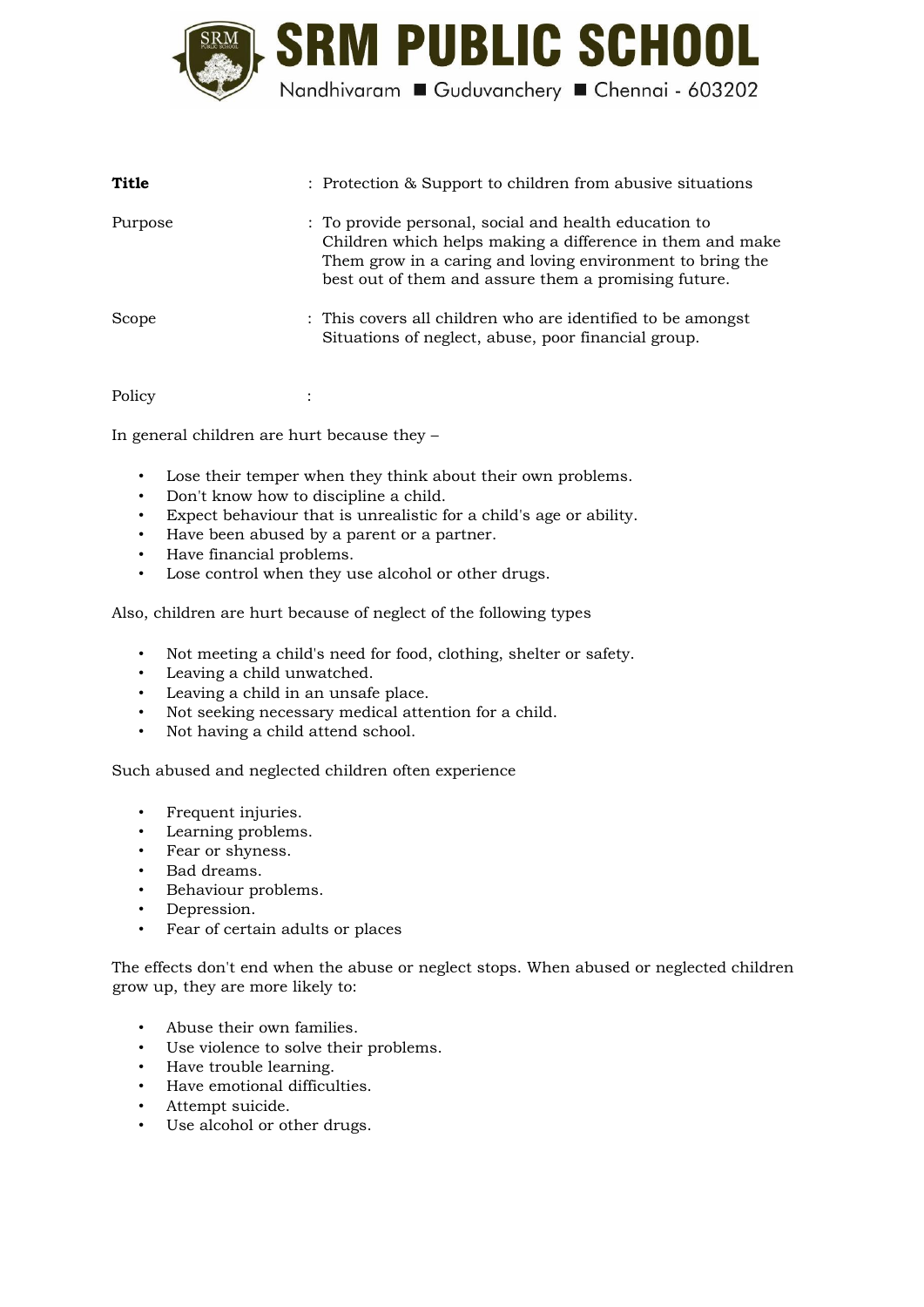# SRM PUBLIC SCHOOL

Nandhivaram ■ Guduvanchery ■ Chennai - 603202

**Title** : Protection & Support to children from abusive situations

Purpose : To provide personal, social and health education to Children which helps making a difference in them and make Them grow in a caring and loving environment to bring the best out of them and assure them a promising future.

Scope : This covers all children who are identified to be amongst Situations of neglect, abuse, poor financial group.

Policy :

In general children are hurt because they –

- Lose their temper when they think about their own problems.
- Don't know how to discipline a child.
- Expect behaviour that is unrealistic for a child's age or ability.
- Have been abused by a parent or a partner.
- Have financial problems.
- Lose control when they use alcohol or other drugs.

Also, children are hurt because of neglect of the following types

- Not meeting a child's need for food, clothing, shelter or safety.
- Leaving a child unwatched.
- Leaving a child in an unsafe place.
- Not seeking necessary medical attention for a child.
- Not having a child attend school.

Such abused and neglected children often experience

- Frequent injuries.
- Learning problems.
- Fear or shyness.
- Bad dreams.
- Behaviour problems.
- Depression.
- Fear of certain adults or places

The effects don't end when the abuse or neglect stops. When abused or neglected children grow up, they are more likely to:

- Abuse their own families.
- Use violence to solve their problems.
- Have trouble learning.
- Have emotional difficulties.
- Attempt suicide.
- Use alcohol or other drugs.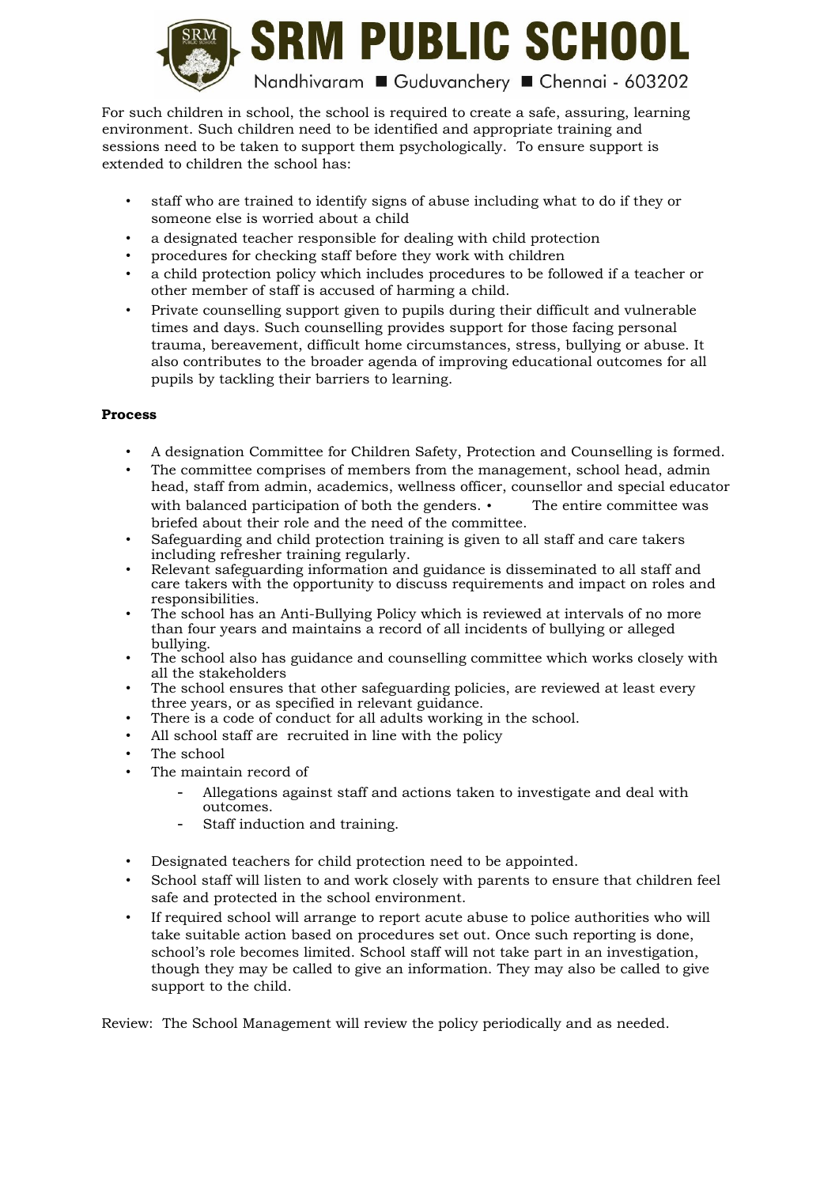For such children in school, the school is required to create a safe, assuring, learning environment. Such children need to be identified and appropriate training and sessions need to be taken to support them psychologically. To ensure support is extended to children the school has:

- staff who are trained to identify signs of abuse including what to do if they or someone else is worried about a child
- a designated teacher responsible for dealing with child protection
- procedures for checking staff before they work with children
- a child protection policy which includes procedures to be followed if a teacher or other member of staff is accused of harming a child.
- Private counselling support given to pupils during their difficult and vulnerable times and days. Such counselling provides support for those facing personal trauma, bereavement, difficult home circumstances, stress, bullying or abuse. It also contributes to the broader agenda of improving educational outcomes for all pupils by tackling their barriers to learning.

**Process**

- A designation Committee for Children Safety, Protection and Counselling is formed.
- The committee comprises of members from the management, school head, admin head, staff from admin, academics, wellness officer, counsellor and special educator with balanced participation of both the genders. • The entire committee was briefed about their role and the need of the committee.
- Safeguarding and child protection training is given to all staff and care takers including refresher training regularly.
- Relevant safeguarding information and guidance is disseminated to all staff and care takers with the opportunity to discuss requirements and impact on roles and responsibilities.
- The school has an Anti-Bullying Policy which is reviewed at intervals of no more than four years and maintains a record of all incidents of bullying or alleged bullying.
- The school also has guidance and counselling committee which works closely with all the stakeholders
- The school ensures that other safeguarding policies, are reviewed at least every three years, or as specified in relevant guidance.
- There is a code of conduct for all adults working in the school.
- All school staff are recruited in line with the policy
- The school
- The maintain record of
    - Allegations against staff and actions taken to investigate and deal with outcomes.
    - Staff induction and training.

- Designated teachers for child protection need to be appointed.
- School staff will listen to and work closely with parents to ensure that children feel safe and protected in the school environment.
- If required school will arrange to report acute abuse to police authorities who will take suitable action based on procedures set out. Once such reporting is done, school's role becomes limited. School staff will not take part in an investigation, though they may be called to give an information. They may also be called to give support to the child.

Review: The School Management will review the policy periodically and as needed.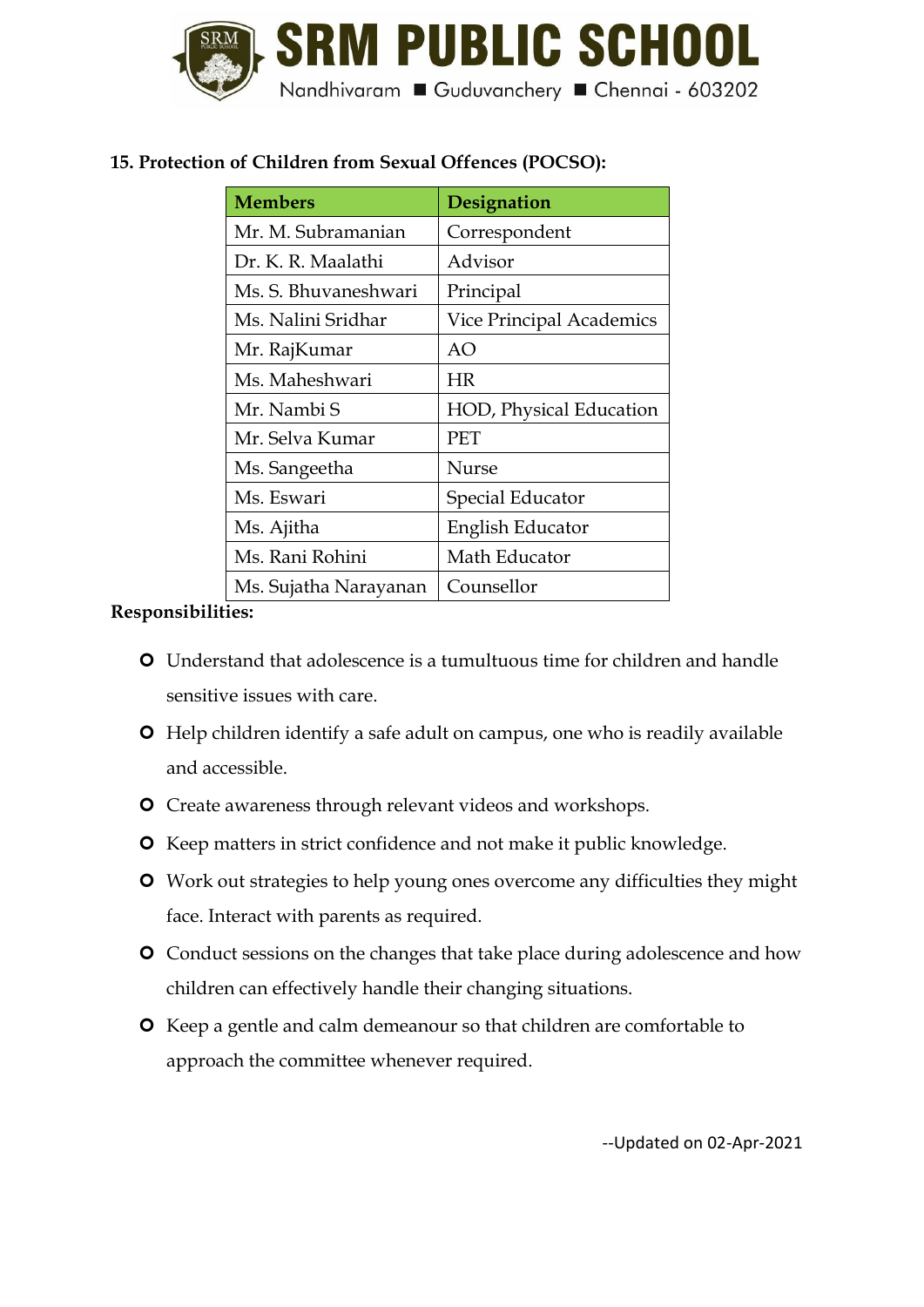### 15. Protection of Children from Sexual Offences (POCSO):

| Members | Designation |
| --- | --- |
| Mr. M. Subramanian | Correspondent |
| Dr. K. R. Maalathi | Advisor |
| Ms. S. Bhuvaneshwari | Principal |
| Ms. Nalini Sridhar | Vice Principal Academics |
| Mr. RajKumar | AO |
| Ms. Maheshwari | HR |
| Mr. Nambi S | HOD, Physical Education |
| Mr. Selva Kumar | PET |
| Ms. Sangeetha | Nurse |
| Ms. Eswari | Special Educator |
| Ms. Ajitha | English Educator |
| Ms. Rani Rohini | Math Educator |
| Ms. Sujatha Narayanan | Counsellor |

**Responsibilities:**

- Understand that adolescence is a tumultuous time for children and handle sensitive issues with care.
- Help children identify a safe adult on campus, one who is readily available and accessible.
- Create awareness through relevant videos and workshops.
- Keep matters in strict confidence and not make it public knowledge.
- Work out strategies to help young ones overcome any difficulties they might face. Interact with parents as required.
- Conduct sessions on the changes that take place during adolescence and how children can effectively handle their changing situations.
- Keep a gentle and calm demeanour so that children are comfortable to approach the committee whenever required.

--Updated on 02-Apr-2021